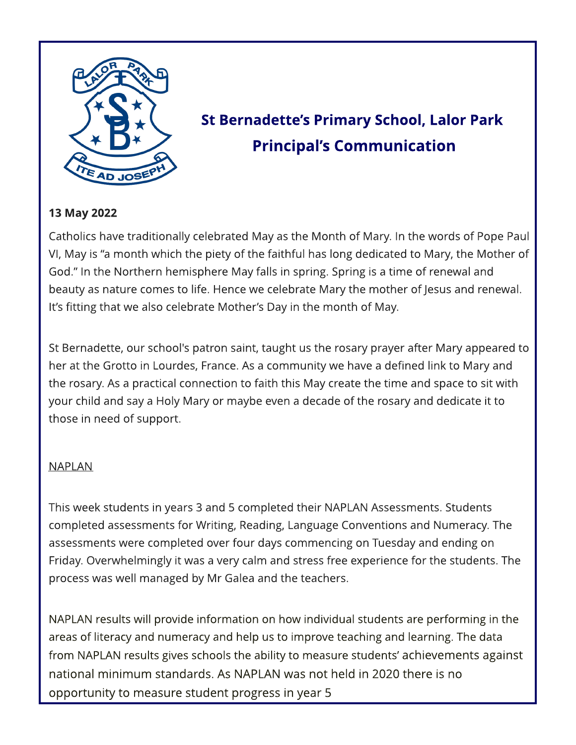# St Bernadette's Primary School, Lalor Park
## Principal's Communication

**13 May 2022**

Catholics have traditionally celebrated May as the Month of Mary. In the words of Pope Paul VI, May is "a month which the piety of the faithful has long dedicated to Mary, the Mother of God." In the Northern hemisphere May falls in spring. Spring is a time of renewal and beauty as nature comes to life. Hence we celebrate Mary the mother of Jesus and renewal. It's fitting that we also celebrate Mother's Day in the month of May.

St Bernadette, our school's patron saint, taught us the rosary prayer after Mary appeared to her at the Grotto in Lourdes, France. As a community we have a defined link to Mary and the rosary. As a practical connection to faith this May create the time and space to sit with your child and say a Holy Mary or maybe even a decade of the rosary and dedicate it to those in need of support.

<u>NAPLAN</u>

This week students in years 3 and 5 completed their NAPLAN Assessments. Students completed assessments for Writing, Reading, Language Conventions and Numeracy. The assessments were completed over four days commencing on Tuesday and ending on Friday. Overwhelmingly it was a very calm and stress free experience for the students. The process was well managed by Mr Galea and the teachers.

NAPLAN results will provide information on how individual students are performing in the areas of literacy and numeracy and help us to improve teaching and learning. The data from NAPLAN results gives schools the ability to measure students' achievements against national minimum standards. As NAPLAN was not held in 2020 there is no opportunity to measure student progress in year 5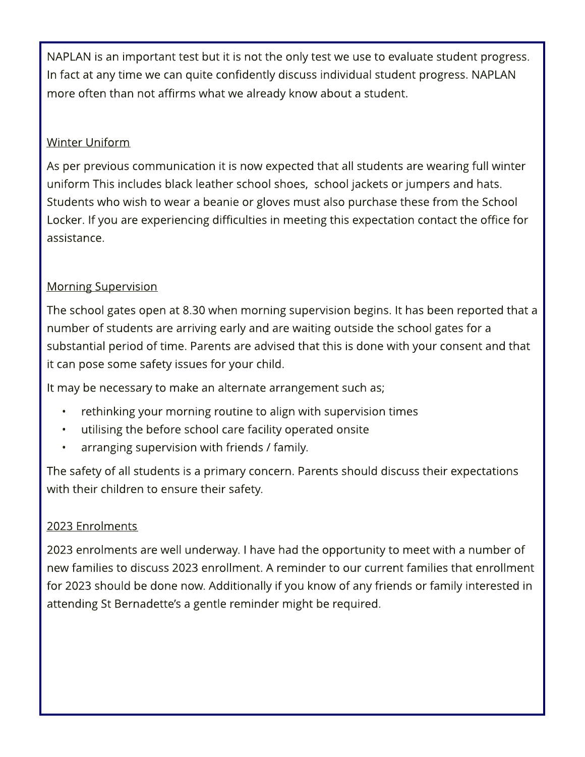NAPLAN is an important test but it is not the only test we use to evaluate student progress. In fact at any time we can quite confidently discuss individual student progress. NAPLAN more often than not affirms what we already know about a student.

## Winter Uniform

As per previous communication it is now expected that all students are wearing full winter uniform This includes black leather school shoes,  school jackets or jumpers and hats. Students who wish to wear a beanie or gloves must also purchase these from the School Locker. If you are experiencing difficulties in meeting this expectation contact the office for assistance.

## Morning Supervision

The school gates open at 8.30 when morning supervision begins. It has been reported that a number of students are arriving early and are waiting outside the school gates for a substantial period of time. Parents are advised that this is done with your consent and that it can pose some safety issues for your child.

It may be necessary to make an alternate arrangement such as;

- rethinking your morning routine to align with supervision times
- utilising the before school care facility operated onsite
- arranging supervision with friends / family.

The safety of all students is a primary concern. Parents should discuss their expectations with their children to ensure their safety.

## 2023 Enrolments

2023 enrolments are well underway. I have had the opportunity to meet with a number of new families to discuss 2023 enrollment. A reminder to our current families that enrollment for 2023 should be done now. Additionally if you know of any friends or family interested in attending St Bernadette's a gentle reminder might be required.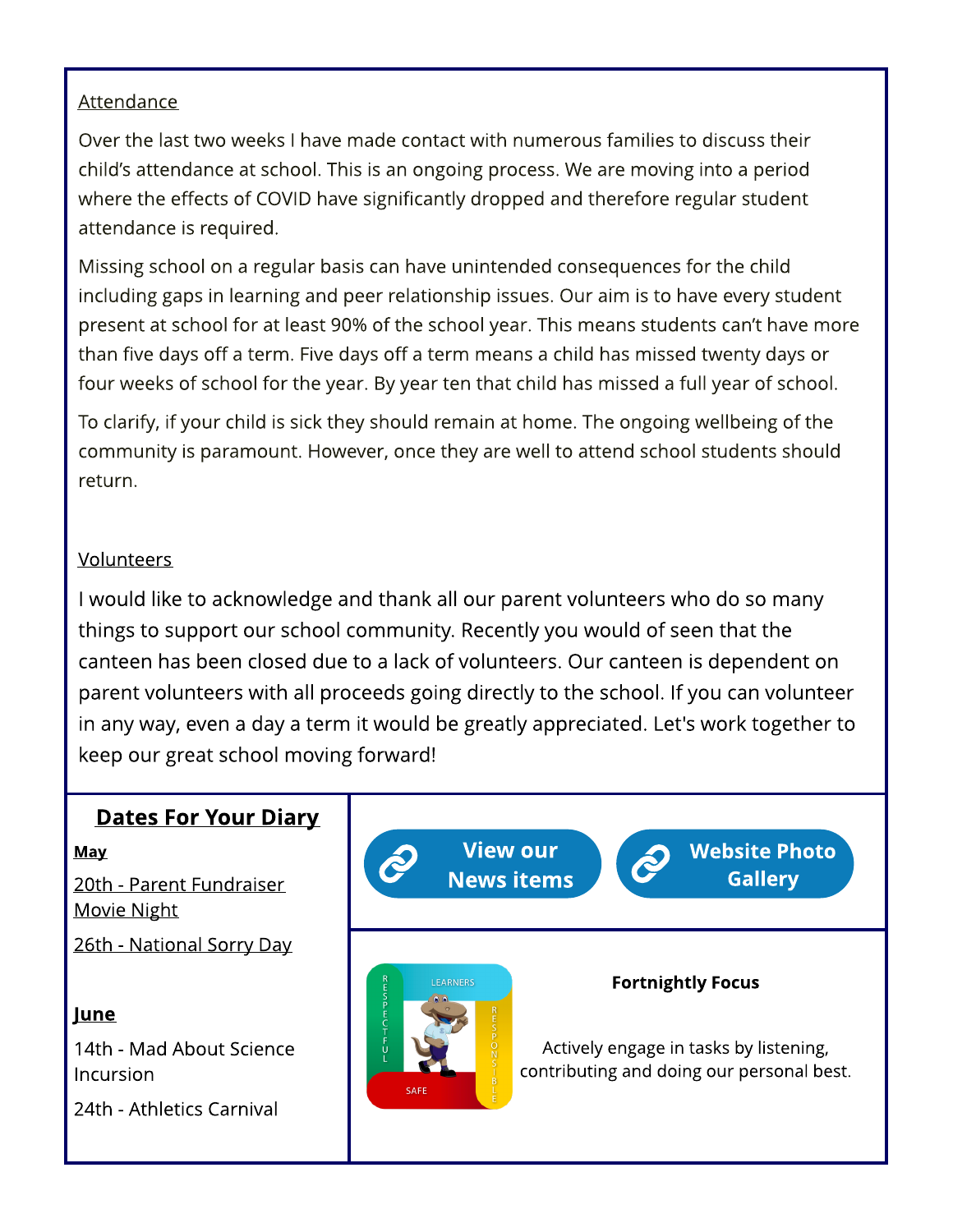## Attendance

Over the last two weeks I have made contact with numerous families to discuss their child's attendance at school. This is an ongoing process. We are moving into a period where the effects of COVID have significantly dropped and therefore regular student attendance is required.

Missing school on a regular basis can have unintended consequences for the child including gaps in learning and peer relationship issues. Our aim is to have every student present at school for at least 90% of the school year. This means students can't have more than five days off a term. Five days off a term means a child has missed twenty days or four weeks of school for the year. By year ten that child has missed a full year of school.

To clarify, if your child is sick they should remain at home. The ongoing wellbeing of the community is paramount. However, once they are well to attend school students should return.

## Volunteers

I would like to acknowledge and thank all our parent volunteers who do so many things to support our school community. Recently you would of seen that the canteen has been closed due to a lack of volunteers. Our canteen is dependent on parent volunteers with all proceeds going directly to the school. If you can volunteer in any way, even a day a term it would be greatly appreciated. Let's work together to keep our great school moving forward!

## Dates For Your Diary

**May**

20th - Parent Fundraiser Movie Night

26th - National Sorry Day

**June**

14th - Mad About Science Incursion

24th - Athletics Carnival

View our News items

Website Photo Gallery

**Fortnightly Focus**

Actively engage in tasks by listening, contributing and doing our personal best.